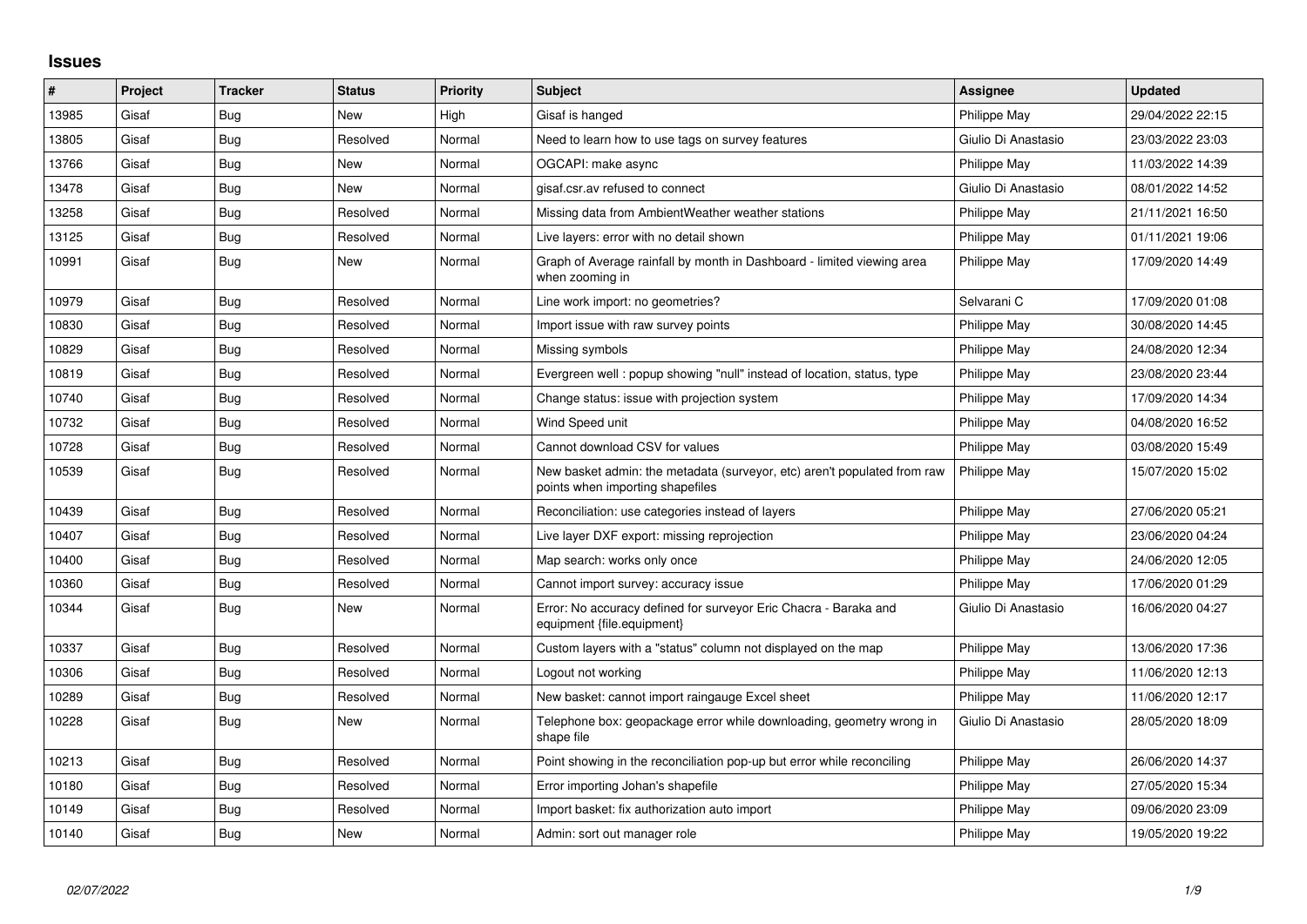# Issues

| # | Project | Tracker | Status | Priority | Subject | Assignee | Updated |
|---|---|---|---|---|---|---|---|
| 13985 | Gisaf | Bug | New | High | Gisaf is hanged | Philippe May | 29/04/2022 22:15 |
| 13805 | Gisaf | Bug | Resolved | Normal | Need to learn how to use tags on survey features | Giulio Di Anastasio | 23/03/2022 23:03 |
| 13766 | Gisaf | Bug | New | Normal | OGCAPI: make async | Philippe May | 11/03/2022 14:39 |
| 13478 | Gisaf | Bug | New | Normal | gisaf.csr.av refused to connect | Giulio Di Anastasio | 08/01/2022 14:52 |
| 13258 | Gisaf | Bug | Resolved | Normal | Missing data from AmbientWeather weather stations | Philippe May | 21/11/2021 16:50 |
| 13125 | Gisaf | Bug | Resolved | Normal | Live layers: error with no detail shown | Philippe May | 01/11/2021 19:06 |
| 10991 | Gisaf | Bug | New | Normal | Graph of Average rainfall by month in Dashboard - limited viewing area when zooming in | Philippe May | 17/09/2020 14:49 |
| 10979 | Gisaf | Bug | Resolved | Normal | Line work import: no geometries? | Selvarani C | 17/09/2020 01:08 |
| 10830 | Gisaf | Bug | Resolved | Normal | Import issue with raw survey points | Philippe May | 30/08/2020 14:45 |
| 10829 | Gisaf | Bug | Resolved | Normal | Missing symbols | Philippe May | 24/08/2020 12:34 |
| 10819 | Gisaf | Bug | Resolved | Normal | Evergreen well : popup showing "null" instead of location, status, type | Philippe May | 23/08/2020 23:44 |
| 10740 | Gisaf | Bug | Resolved | Normal | Change status: issue with projection system | Philippe May | 17/09/2020 14:34 |
| 10732 | Gisaf | Bug | Resolved | Normal | Wind Speed unit | Philippe May | 04/08/2020 16:52 |
| 10728 | Gisaf | Bug | Resolved | Normal | Cannot download CSV for values | Philippe May | 03/08/2020 15:49 |
| 10539 | Gisaf | Bug | Resolved | Normal | New basket admin: the metadata (surveyor, etc) aren't populated from raw points when importing shapefiles | Philippe May | 15/07/2020 15:02 |
| 10439 | Gisaf | Bug | Resolved | Normal | Reconciliation: use categories instead of layers | Philippe May | 27/06/2020 05:21 |
| 10407 | Gisaf | Bug | Resolved | Normal | Live layer DXF export: missing reprojection | Philippe May | 23/06/2020 04:24 |
| 10400 | Gisaf | Bug | Resolved | Normal | Map search: works only once | Philippe May | 24/06/2020 12:05 |
| 10360 | Gisaf | Bug | Resolved | Normal | Cannot import survey: accuracy issue | Philippe May | 17/06/2020 01:29 |
| 10344 | Gisaf | Bug | New | Normal | Error: No accuracy defined for surveyor Eric Chacra - Baraka and equipment {file.equipment} | Giulio Di Anastasio | 16/06/2020 04:27 |
| 10337 | Gisaf | Bug | Resolved | Normal | Custom layers with a "status" column not displayed on the map | Philippe May | 13/06/2020 17:36 |
| 10306 | Gisaf | Bug | Resolved | Normal | Logout not working | Philippe May | 11/06/2020 12:13 |
| 10289 | Gisaf | Bug | Resolved | Normal | New basket: cannot import raingauge Excel sheet | Philippe May | 11/06/2020 12:17 |
| 10228 | Gisaf | Bug | New | Normal | Telephone box: geopackage error while downloading, geometry wrong in shape file | Giulio Di Anastasio | 28/05/2020 18:09 |
| 10213 | Gisaf | Bug | Resolved | Normal | Point showing in the reconciliation pop-up but error while reconciling | Philippe May | 26/06/2020 14:37 |
| 10180 | Gisaf | Bug | Resolved | Normal | Error importing Johan's shapefile | Philippe May | 27/05/2020 15:34 |
| 10149 | Gisaf | Bug | Resolved | Normal | Import basket: fix authorization auto import | Philippe May | 09/06/2020 23:09 |
| 10140 | Gisaf | Bug | New | Normal | Admin: sort out manager role | Philippe May | 19/05/2020 19:22 |

*02/07/2022*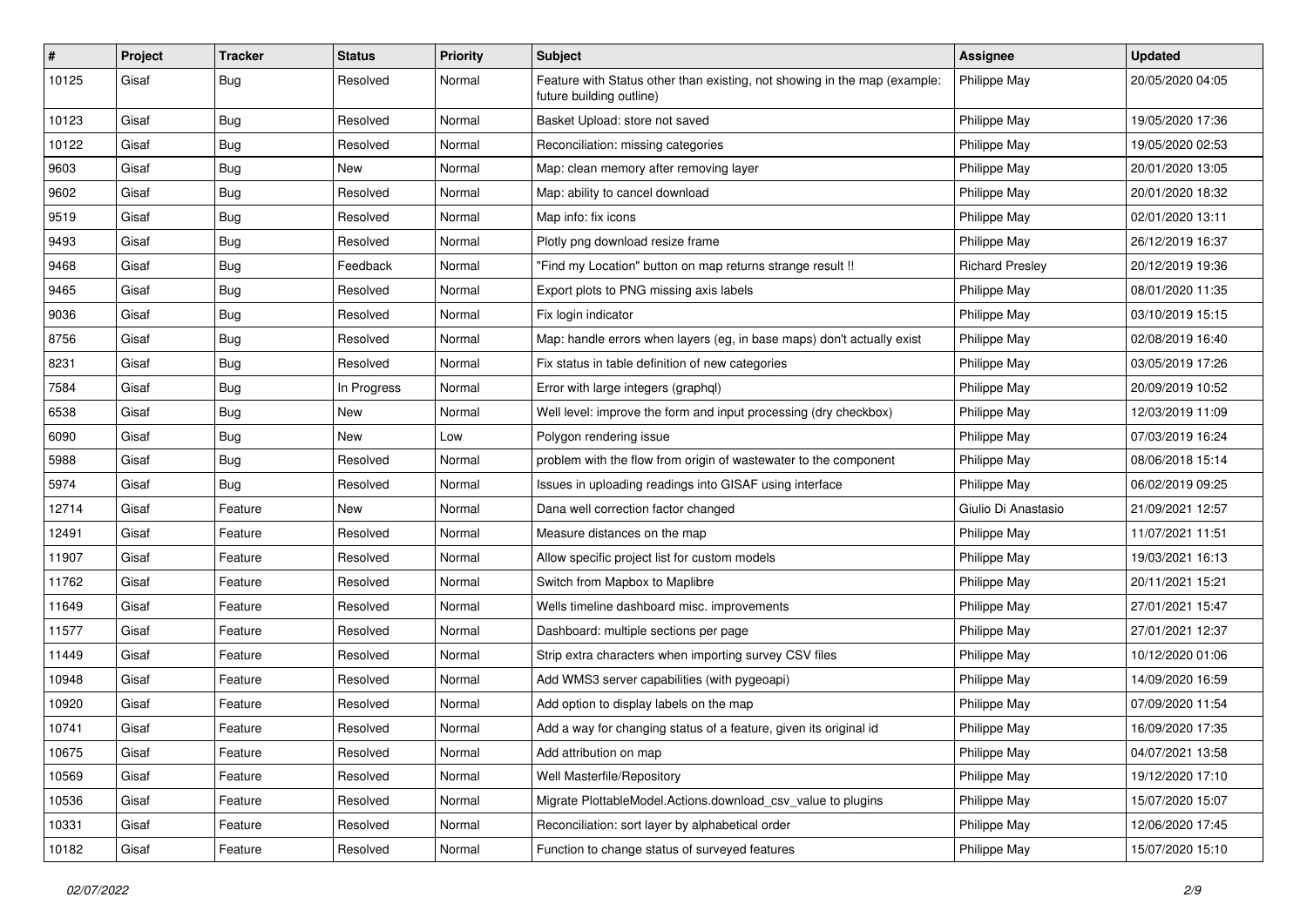| # | Project | Tracker | Status | Priority | Subject | Assignee | Updated |
|---|---|---|---|---|---|---|---|
| 10125 | Gisaf | Bug | Resolved | Normal | Feature with Status other than existing, not showing in the map (example: future building outline) | Philippe May | 20/05/2020 04:05 |
| 10123 | Gisaf | Bug | Resolved | Normal | Basket Upload: store not saved | Philippe May | 19/05/2020 17:36 |
| 10122 | Gisaf | Bug | Resolved | Normal | Reconciliation: missing categories | Philippe May | 19/05/2020 02:53 |
| 9603 | Gisaf | Bug | New | Normal | Map: clean memory after removing layer | Philippe May | 20/01/2020 13:05 |
| 9602 | Gisaf | Bug | Resolved | Normal | Map: ability to cancel download | Philippe May | 20/01/2020 18:32 |
| 9519 | Gisaf | Bug | Resolved | Normal | Map info: fix icons | Philippe May | 02/01/2020 13:11 |
| 9493 | Gisaf | Bug | Resolved | Normal | Plotly png download resize frame | Philippe May | 26/12/2019 16:37 |
| 9468 | Gisaf | Bug | Feedback | Normal | "Find my Location" button on map returns strange result !! | Richard Presley | 20/12/2019 19:36 |
| 9465 | Gisaf | Bug | Resolved | Normal | Export plots to PNG missing axis labels | Philippe May | 08/01/2020 11:35 |
| 9036 | Gisaf | Bug | Resolved | Normal | Fix login indicator | Philippe May | 03/10/2019 15:15 |
| 8756 | Gisaf | Bug | Resolved | Normal | Map: handle errors when layers (eg, in base maps) don't actually exist | Philippe May | 02/08/2019 16:40 |
| 8231 | Gisaf | Bug | Resolved | Normal | Fix status in table definition of new categories | Philippe May | 03/05/2019 17:26 |
| 7584 | Gisaf | Bug | In Progress | Normal | Error with large integers (graphql) | Philippe May | 20/09/2019 10:52 |
| 6538 | Gisaf | Bug | New | Normal | Well level: improve the form and input processing (dry checkbox) | Philippe May | 12/03/2019 11:09 |
| 6090 | Gisaf | Bug | New | Low | Polygon rendering issue | Philippe May | 07/03/2019 16:24 |
| 5988 | Gisaf | Bug | Resolved | Normal | problem with the flow from origin of wastewater to the component | Philippe May | 08/06/2018 15:14 |
| 5974 | Gisaf | Bug | Resolved | Normal | Issues in uploading readings into GISAF using interface | Philippe May | 06/02/2019 09:25 |
| 12714 | Gisaf | Feature | New | Normal | Dana well correction factor changed | Giulio Di Anastasio | 21/09/2021 12:57 |
| 12491 | Gisaf | Feature | Resolved | Normal | Measure distances on the map | Philippe May | 11/07/2021 11:51 |
| 11907 | Gisaf | Feature | Resolved | Normal | Allow specific project list for custom models | Philippe May | 19/03/2021 16:13 |
| 11762 | Gisaf | Feature | Resolved | Normal | Switch from Mapbox to Maplibre | Philippe May | 20/11/2021 15:21 |
| 11649 | Gisaf | Feature | Resolved | Normal | Wells timeline dashboard misc. improvements | Philippe May | 27/01/2021 15:47 |
| 11577 | Gisaf | Feature | Resolved | Normal | Dashboard: multiple sections per page | Philippe May | 27/01/2021 12:37 |
| 11449 | Gisaf | Feature | Resolved | Normal | Strip extra characters when importing survey CSV files | Philippe May | 10/12/2020 01:06 |
| 10948 | Gisaf | Feature | Resolved | Normal | Add WMS3 server capabilities (with pygeoapi) | Philippe May | 14/09/2020 16:59 |
| 10920 | Gisaf | Feature | Resolved | Normal | Add option to display labels on the map | Philippe May | 07/09/2020 11:54 |
| 10741 | Gisaf | Feature | Resolved | Normal | Add a way for changing status of a feature, given its original id | Philippe May | 16/09/2020 17:35 |
| 10675 | Gisaf | Feature | Resolved | Normal | Add attribution on map | Philippe May | 04/07/2021 13:58 |
| 10569 | Gisaf | Feature | Resolved | Normal | Well Masterfile/Repository | Philippe May | 19/12/2020 17:10 |
| 10536 | Gisaf | Feature | Resolved | Normal | Migrate PlottableModel.Actions.download_csv_value to plugins | Philippe May | 15/07/2020 15:07 |
| 10331 | Gisaf | Feature | Resolved | Normal | Reconciliation: sort layer by alphabetical order | Philippe May | 12/06/2020 17:45 |
| 10182 | Gisaf | Feature | Resolved | Normal | Function to change status of surveyed features | Philippe May | 15/07/2020 15:10 |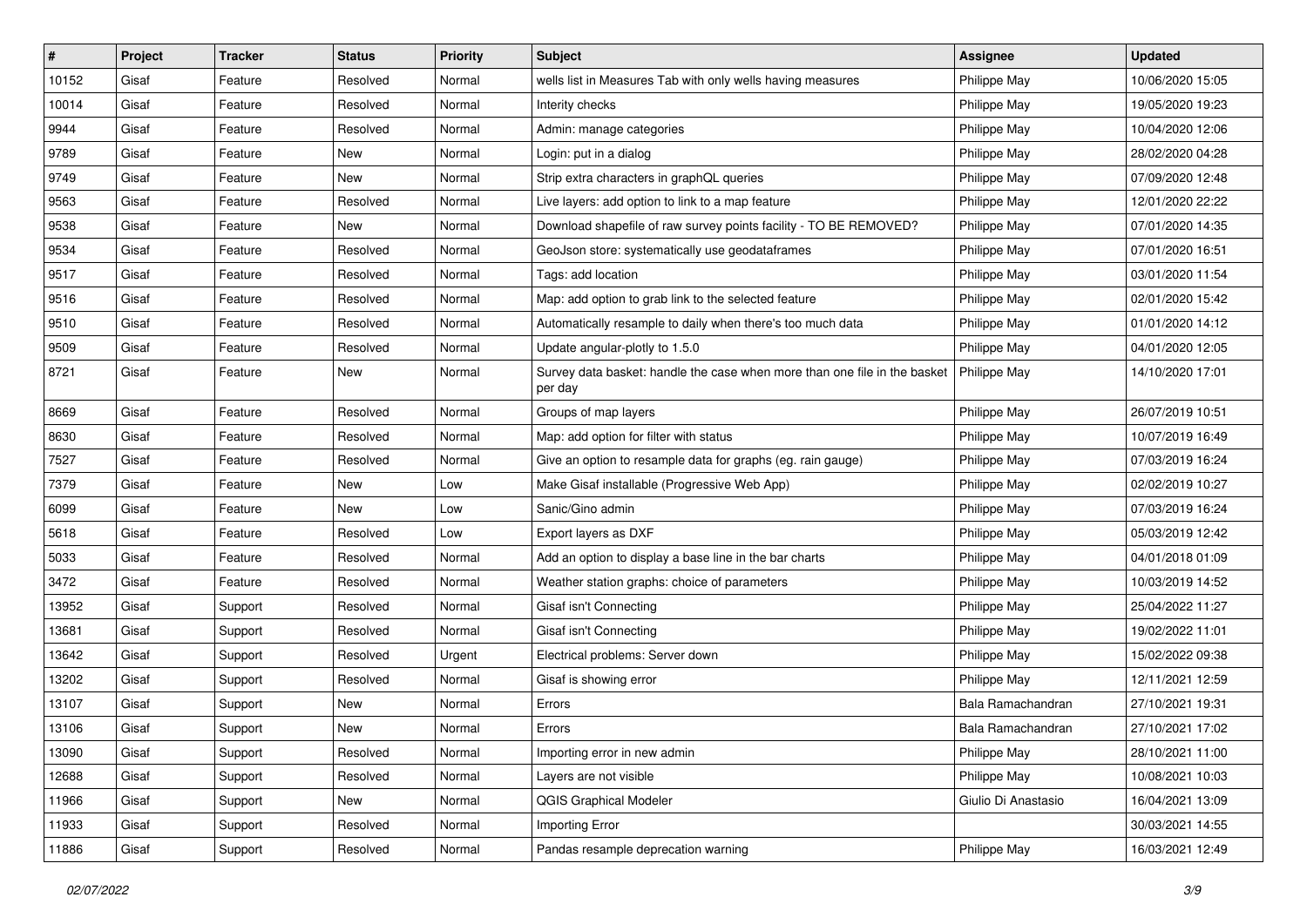| # | Project | Tracker | Status | Priority | Subject | Assignee | Updated |
|---|---|---|---|---|---|---|---|
| 10152 | Gisaf | Feature | Resolved | Normal | wells list in Measures Tab with only wells having measures | Philippe May | 10/06/2020 15:05 |
| 10014 | Gisaf | Feature | Resolved | Normal | Interity checks | Philippe May | 19/05/2020 19:23 |
| 9944 | Gisaf | Feature | Resolved | Normal | Admin: manage categories | Philippe May | 10/04/2020 12:06 |
| 9789 | Gisaf | Feature | New | Normal | Login: put in a dialog | Philippe May | 28/02/2020 04:28 |
| 9749 | Gisaf | Feature | New | Normal | Strip extra characters in graphQL queries | Philippe May | 07/09/2020 12:48 |
| 9563 | Gisaf | Feature | Resolved | Normal | Live layers: add option to link to a map feature | Philippe May | 12/01/2020 22:22 |
| 9538 | Gisaf | Feature | New | Normal | Download shapefile of raw survey points facility - TO BE REMOVED? | Philippe May | 07/01/2020 14:35 |
| 9534 | Gisaf | Feature | Resolved | Normal | GeoJson store: systematically use geodataframes | Philippe May | 07/01/2020 16:51 |
| 9517 | Gisaf | Feature | Resolved | Normal | Tags: add location | Philippe May | 03/01/2020 11:54 |
| 9516 | Gisaf | Feature | Resolved | Normal | Map: add option to grab link to the selected feature | Philippe May | 02/01/2020 15:42 |
| 9510 | Gisaf | Feature | Resolved | Normal | Automatically resample to daily when there's too much data | Philippe May | 01/01/2020 14:12 |
| 9509 | Gisaf | Feature | Resolved | Normal | Update angular-plotly to 1.5.0 | Philippe May | 04/01/2020 12:05 |
| 8721 | Gisaf | Feature | New | Normal | Survey data basket: handle the case when more than one file in the basket per day | Philippe May | 14/10/2020 17:01 |
| 8669 | Gisaf | Feature | Resolved | Normal | Groups of map layers | Philippe May | 26/07/2019 10:51 |
| 8630 | Gisaf | Feature | Resolved | Normal | Map: add option for filter with status | Philippe May | 10/07/2019 16:49 |
| 7527 | Gisaf | Feature | Resolved | Normal | Give an option to resample data for graphs (eg. rain gauge) | Philippe May | 07/03/2019 16:24 |
| 7379 | Gisaf | Feature | New | Low | Make Gisaf installable (Progressive Web App) | Philippe May | 02/02/2019 10:27 |
| 6099 | Gisaf | Feature | New | Low | Sanic/Gino admin | Philippe May | 07/03/2019 16:24 |
| 5618 | Gisaf | Feature | Resolved | Low | Export layers as DXF | Philippe May | 05/03/2019 12:42 |
| 5033 | Gisaf | Feature | Resolved | Normal | Add an option to display a base line in the bar charts | Philippe May | 04/01/2018 01:09 |
| 3472 | Gisaf | Feature | Resolved | Normal | Weather station graphs: choice of parameters | Philippe May | 10/03/2019 14:52 |
| 13952 | Gisaf | Support | Resolved | Normal | Gisaf isn't Connecting | Philippe May | 25/04/2022 11:27 |
| 13681 | Gisaf | Support | Resolved | Normal | Gisaf isn't Connecting | Philippe May | 19/02/2022 11:01 |
| 13642 | Gisaf | Support | Resolved | Urgent | Electrical problems: Server down | Philippe May | 15/02/2022 09:38 |
| 13202 | Gisaf | Support | Resolved | Normal | Gisaf is showing error | Philippe May | 12/11/2021 12:59 |
| 13107 | Gisaf | Support | New | Normal | Errors | Bala Ramachandran | 27/10/2021 19:31 |
| 13106 | Gisaf | Support | New | Normal | Errors | Bala Ramachandran | 27/10/2021 17:02 |
| 13090 | Gisaf | Support | Resolved | Normal | Importing error in new admin | Philippe May | 28/10/2021 11:00 |
| 12688 | Gisaf | Support | Resolved | Normal | Layers are not visible | Philippe May | 10/08/2021 10:03 |
| 11966 | Gisaf | Support | New | Normal | QGIS Graphical Modeler | Giulio Di Anastasio | 16/04/2021 13:09 |
| 11933 | Gisaf | Support | Resolved | Normal | Importing Error | | 30/03/2021 14:55 |
| 11886 | Gisaf | Support | Resolved | Normal | Pandas resample deprecation warning | Philippe May | 16/03/2021 12:49 |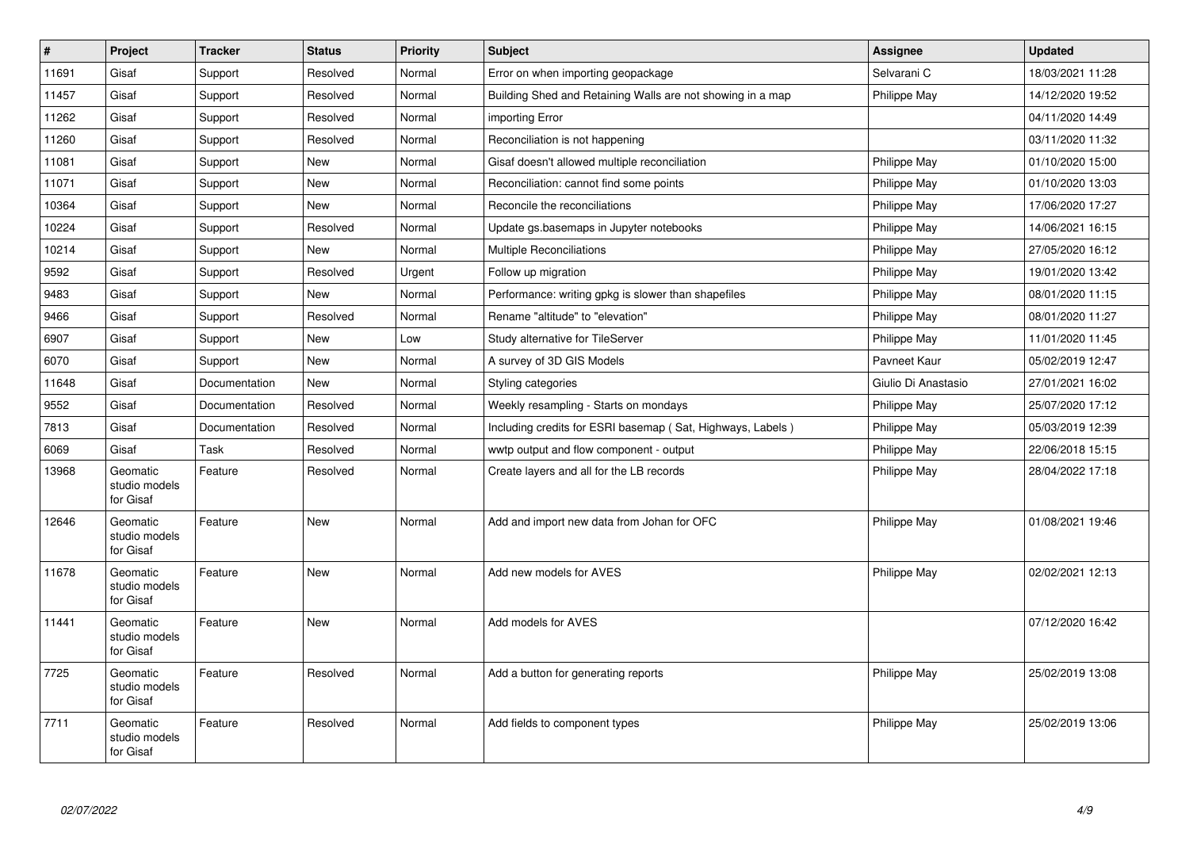| # | Project | Tracker | Status | Priority | Subject | Assignee | Updated |
|---|---|---|---|---|---|---|---|
| 11691 | Gisaf | Support | Resolved | Normal | Error on when importing geopackage | Selvarani C | 18/03/2021 11:28 |
| 11457 | Gisaf | Support | Resolved | Normal | Building Shed and Retaining Walls are not showing in a map | Philippe May | 14/12/2020 19:52 |
| 11262 | Gisaf | Support | Resolved | Normal | importing Error | | 04/11/2020 14:49 |
| 11260 | Gisaf | Support | Resolved | Normal | Reconciliation is not happening | | 03/11/2020 11:32 |
| 11081 | Gisaf | Support | New | Normal | Gisaf doesn't allowed multiple reconciliation | Philippe May | 01/10/2020 15:00 |
| 11071 | Gisaf | Support | New | Normal | Reconciliation: cannot find some points | Philippe May | 01/10/2020 13:03 |
| 10364 | Gisaf | Support | New | Normal | Reconcile the reconciliations | Philippe May | 17/06/2020 17:27 |
| 10224 | Gisaf | Support | Resolved | Normal | Update gs.basemaps in Jupyter notebooks | Philippe May | 14/06/2021 16:15 |
| 10214 | Gisaf | Support | New | Normal | Multiple Reconciliations | Philippe May | 27/05/2020 16:12 |
| 9592 | Gisaf | Support | Resolved | Urgent | Follow up migration | Philippe May | 19/01/2020 13:42 |
| 9483 | Gisaf | Support | New | Normal | Performance: writing gpkg is slower than shapefiles | Philippe May | 08/01/2020 11:15 |
| 9466 | Gisaf | Support | Resolved | Normal | Rename "altitude" to "elevation" | Philippe May | 08/01/2020 11:27 |
| 6907 | Gisaf | Support | New | Low | Study alternative for TileServer | Philippe May | 11/01/2020 11:45 |
| 6070 | Gisaf | Support | New | Normal | A survey of 3D GIS Models | Pavneet Kaur | 05/02/2019 12:47 |
| 11648 | Gisaf | Documentation | New | Normal | Styling categories | Giulio Di Anastasio | 27/01/2021 16:02 |
| 9552 | Gisaf | Documentation | Resolved | Normal | Weekly resampling - Starts on mondays | Philippe May | 25/07/2020 17:12 |
| 7813 | Gisaf | Documentation | Resolved | Normal | Including credits for ESRI basemap ( Sat, Highways, Labels ) | Philippe May | 05/03/2019 12:39 |
| 6069 | Gisaf | Task | Resolved | Normal | wwtp output and flow component - output | Philippe May | 22/06/2018 15:15 |
| 13968 | Geomatic studio models for Gisaf | Feature | Resolved | Normal | Create layers and all for the LB records | Philippe May | 28/04/2022 17:18 |
| 12646 | Geomatic studio models for Gisaf | Feature | New | Normal | Add and import new data from Johan for OFC | Philippe May | 01/08/2021 19:46 |
| 11678 | Geomatic studio models for Gisaf | Feature | New | Normal | Add new models for AVES | Philippe May | 02/02/2021 12:13 |
| 11441 | Geomatic studio models for Gisaf | Feature | New | Normal | Add models for AVES | | 07/12/2020 16:42 |
| 7725 | Geomatic studio models for Gisaf | Feature | Resolved | Normal | Add a button for generating reports | Philippe May | 25/02/2019 13:08 |
| 7711 | Geomatic studio models for Gisaf | Feature | Resolved | Normal | Add fields to component types | Philippe May | 25/02/2019 13:06 |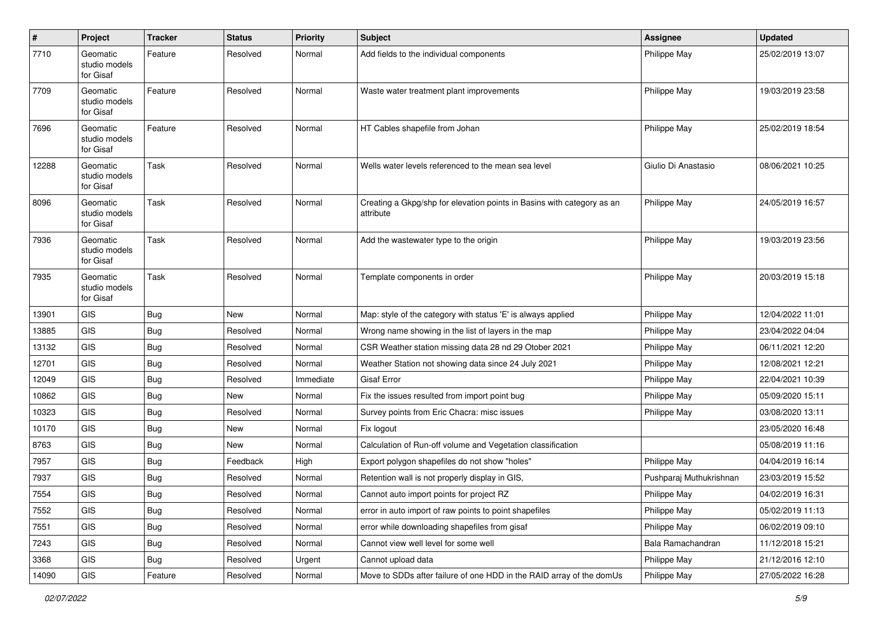| # | Project | Tracker | Status | Priority | Subject | Assignee | Updated |
|---|---|---|---|---|---|---|---|
| 7710 | Geomatic studio models for Gisaf | Feature | Resolved | Normal | Add fields to the individual components | Philippe May | 25/02/2019 13:07 |
| 7709 | Geomatic studio models for Gisaf | Feature | Resolved | Normal | Waste water treatment plant improvements | Philippe May | 19/03/2019 23:58 |
| 7696 | Geomatic studio models for Gisaf | Feature | Resolved | Normal | HT Cables shapefile from Johan | Philippe May | 25/02/2019 18:54 |
| 12288 | Geomatic studio models for Gisaf | Task | Resolved | Normal | Wells water levels referenced to the mean sea level | Giulio Di Anastasio | 08/06/2021 10:25 |
| 8096 | Geomatic studio models for Gisaf | Task | Resolved | Normal | Creating a Gkpg/shp for elevation points in Basins with category as an attribute | Philippe May | 24/05/2019 16:57 |
| 7936 | Geomatic studio models for Gisaf | Task | Resolved | Normal | Add the wastewater type to the origin | Philippe May | 19/03/2019 23:56 |
| 7935 | Geomatic studio models for Gisaf | Task | Resolved | Normal | Template components in order | Philippe May | 20/03/2019 15:18 |
| 13901 | GIS | Bug | New | Normal | Map: style of the category with status 'E' is always applied | Philippe May | 12/04/2022 11:01 |
| 13885 | GIS | Bug | Resolved | Normal | Wrong name showing in the list of layers in the map | Philippe May | 23/04/2022 04:04 |
| 13132 | GIS | Bug | Resolved | Normal | CSR Weather station missing data 28 nd 29 Otober 2021 | Philippe May | 06/11/2021 12:20 |
| 12701 | GIS | Bug | Resolved | Normal | Weather Station not showing data since 24 July 2021 | Philippe May | 12/08/2021 12:21 |
| 12049 | GIS | Bug | Resolved | Immediate | Gisaf Error | Philippe May | 22/04/2021 10:39 |
| 10862 | GIS | Bug | New | Normal | Fix the issues resulted from import point bug | Philippe May | 05/09/2020 15:11 |
| 10323 | GIS | Bug | Resolved | Normal | Survey points from Eric Chacra: misc issues | Philippe May | 03/08/2020 13:11 |
| 10170 | GIS | Bug | New | Normal | Fix logout | | 23/05/2020 16:48 |
| 8763 | GIS | Bug | New | Normal | Calculation of Run-off volume and Vegetation classification | | 05/08/2019 11:16 |
| 7957 | GIS | Bug | Feedback | High | Export polygon shapefiles do not show "holes" | Philippe May | 04/04/2019 16:14 |
| 7937 | GIS | Bug | Resolved | Normal | Retention wall is not properly display in GIS, | Pushparaj Muthukrishnan | 23/03/2019 15:52 |
| 7554 | GIS | Bug | Resolved | Normal | Cannot auto import points for project RZ | Philippe May | 04/02/2019 16:31 |
| 7552 | GIS | Bug | Resolved | Normal | error in auto import of raw points to point shapefiles | Philippe May | 05/02/2019 11:13 |
| 7551 | GIS | Bug | Resolved | Normal | error while downloading shapefiles from gisaf | Philippe May | 06/02/2019 09:10 |
| 7243 | GIS | Bug | Resolved | Normal | Cannot view well level for some well | Bala Ramachandran | 11/12/2018 15:21 |
| 3368 | GIS | Bug | Resolved | Urgent | Cannot upload data | Philippe May | 21/12/2016 12:10 |
| 14090 | GIS | Feature | Resolved | Normal | Move to SDDs after failure of one HDD in the RAID array of the domUs | Philippe May | 27/05/2022 16:28 |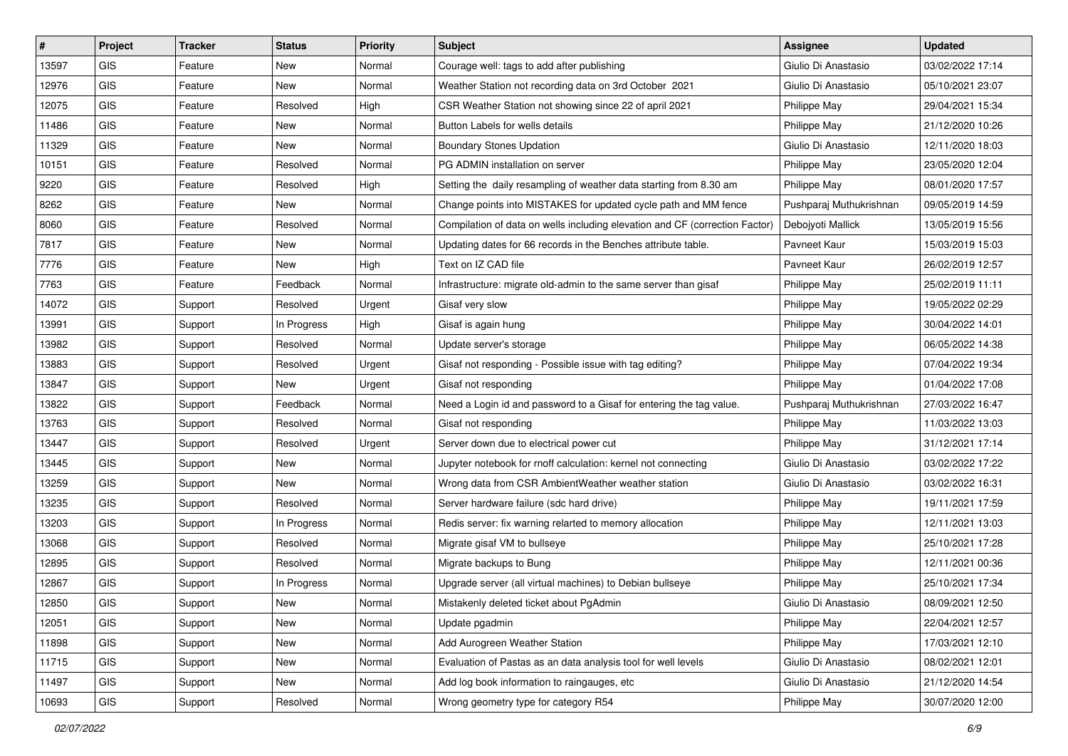| # | Project | Tracker | Status | Priority | Subject | Assignee | Updated |
|---|---|---|---|---|---|---|---|
| 13597 | GIS | Feature | New | Normal | Courage well: tags to add after publishing | Giulio Di Anastasio | 03/02/2022 17:14 |
| 12976 | GIS | Feature | New | Normal | Weather Station not recording data on 3rd October 2021 | Giulio Di Anastasio | 05/10/2021 23:07 |
| 12075 | GIS | Feature | Resolved | High | CSR Weather Station not showing since 22 of april 2021 | Philippe May | 29/04/2021 15:34 |
| 11486 | GIS | Feature | New | Normal | Button Labels for wells details | Philippe May | 21/12/2020 10:26 |
| 11329 | GIS | Feature | New | Normal | Boundary Stones Updation | Giulio Di Anastasio | 12/11/2020 18:03 |
| 10151 | GIS | Feature | Resolved | Normal | PG ADMIN installation on server | Philippe May | 23/05/2020 12:04 |
| 9220 | GIS | Feature | Resolved | High | Setting the daily resampling of weather data starting from 8.30 am | Philippe May | 08/01/2020 17:57 |
| 8262 | GIS | Feature | New | Normal | Change points into MISTAKES for updated cycle path and MM fence | Pushparaj Muthukrishnan | 09/05/2019 14:59 |
| 8060 | GIS | Feature | Resolved | Normal | Compilation of data on wells including elevation and CF (correction Factor) | Debojyoti Mallick | 13/05/2019 15:56 |
| 7817 | GIS | Feature | New | Normal | Updating dates for 66 records in the Benches attribute table. | Pavneet Kaur | 15/03/2019 15:03 |
| 7776 | GIS | Feature | New | High | Text on IZ CAD file | Pavneet Kaur | 26/02/2019 12:57 |
| 7763 | GIS | Feature | Feedback | Normal | Infrastructure: migrate old-admin to the same server than gisaf | Philippe May | 25/02/2019 11:11 |
| 14072 | GIS | Support | Resolved | Urgent | Gisaf very slow | Philippe May | 19/05/2022 02:29 |
| 13991 | GIS | Support | In Progress | High | Gisaf is again hung | Philippe May | 30/04/2022 14:01 |
| 13982 | GIS | Support | Resolved | Normal | Update server's storage | Philippe May | 06/05/2022 14:38 |
| 13883 | GIS | Support | Resolved | Urgent | Gisaf not responding - Possible issue with tag editing? | Philippe May | 07/04/2022 19:34 |
| 13847 | GIS | Support | New | Urgent | Gisaf not responding | Philippe May | 01/04/2022 17:08 |
| 13822 | GIS | Support | Feedback | Normal | Need a Login id and password to a Gisaf for entering the tag value. | Pushparaj Muthukrishnan | 27/03/2022 16:47 |
| 13763 | GIS | Support | Resolved | Normal | Gisaf not responding | Philippe May | 11/03/2022 13:03 |
| 13447 | GIS | Support | Resolved | Urgent | Server down due to electrical power cut | Philippe May | 31/12/2021 17:14 |
| 13445 | GIS | Support | New | Normal | Jupyter notebook for rnoff calculation: kernel not connecting | Giulio Di Anastasio | 03/02/2022 17:22 |
| 13259 | GIS | Support | New | Normal | Wrong data from CSR AmbientWeather weather station | Giulio Di Anastasio | 03/02/2022 16:31 |
| 13235 | GIS | Support | Resolved | Normal | Server hardware failure (sdc hard drive) | Philippe May | 19/11/2021 17:59 |
| 13203 | GIS | Support | In Progress | Normal | Redis server: fix warning relarted to memory allocation | Philippe May | 12/11/2021 13:03 |
| 13068 | GIS | Support | Resolved | Normal | Migrate gisaf VM to bullseye | Philippe May | 25/10/2021 17:28 |
| 12895 | GIS | Support | Resolved | Normal | Migrate backups to Bung | Philippe May | 12/11/2021 00:36 |
| 12867 | GIS | Support | In Progress | Normal | Upgrade server (all virtual machines) to Debian bullseye | Philippe May | 25/10/2021 17:34 |
| 12850 | GIS | Support | New | Normal | Mistakenly deleted ticket about PgAdmin | Giulio Di Anastasio | 08/09/2021 12:50 |
| 12051 | GIS | Support | New | Normal | Update pgadmin | Philippe May | 22/04/2021 12:57 |
| 11898 | GIS | Support | New | Normal | Add Aurogreen Weather Station | Philippe May | 17/03/2021 12:10 |
| 11715 | GIS | Support | New | Normal | Evaluation of Pastas as an data analysis tool for well levels | Giulio Di Anastasio | 08/02/2021 12:01 |
| 11497 | GIS | Support | New | Normal | Add log book information to raingauges, etc | Giulio Di Anastasio | 21/12/2020 14:54 |
| 10693 | GIS | Support | Resolved | Normal | Wrong geometry type for category R54 | Philippe May | 30/07/2020 12:00 |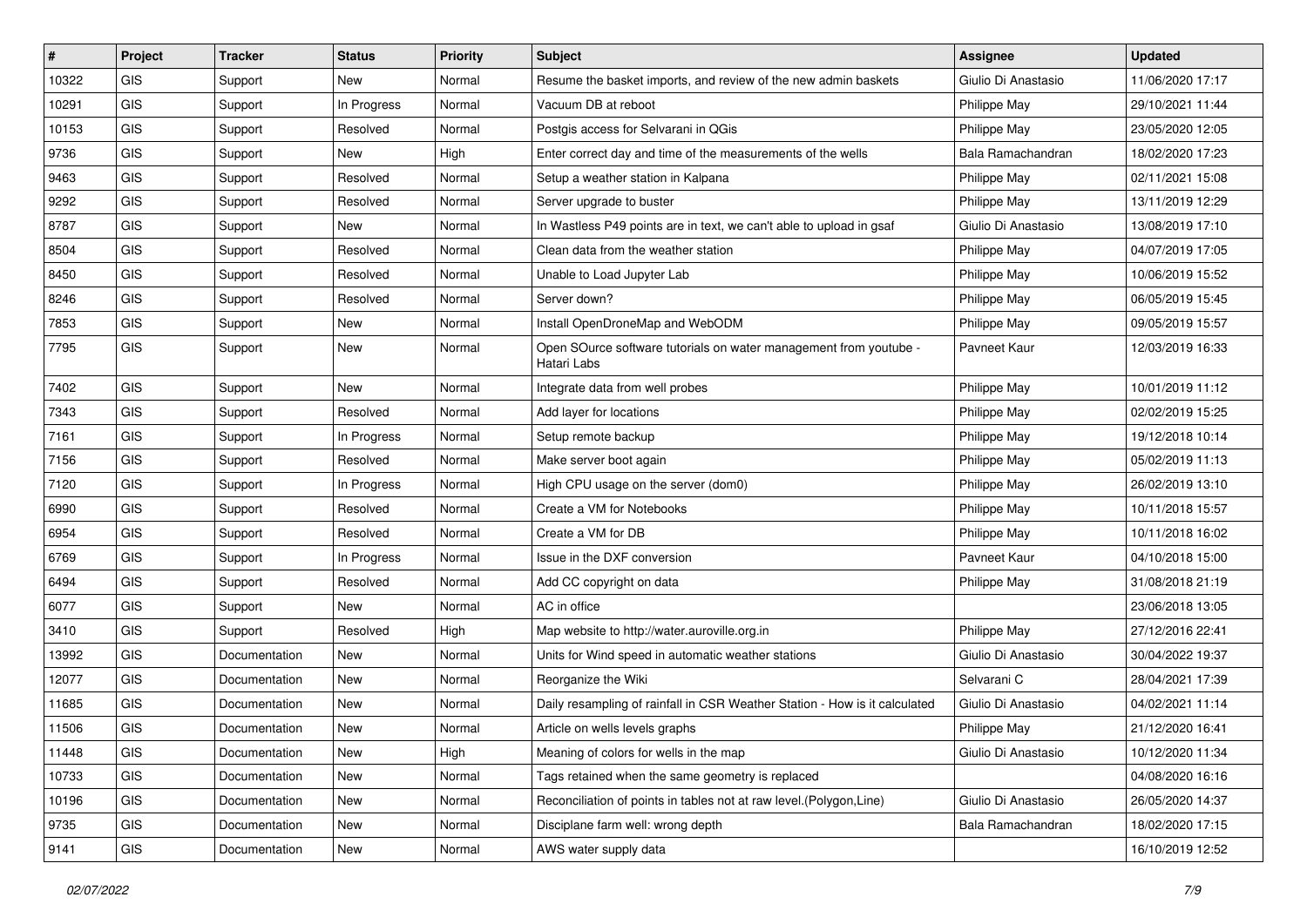| # | Project | Tracker | Status | Priority | Subject | Assignee | Updated |
|---|---|---|---|---|---|---|---|
| 10322 | GIS | Support | New | Normal | Resume the basket imports, and review of the new admin baskets | Giulio Di Anastasio | 11/06/2020 17:17 |
| 10291 | GIS | Support | In Progress | Normal | Vacuum DB at reboot | Philippe May | 29/10/2021 11:44 |
| 10153 | GIS | Support | Resolved | Normal | Postgis access for Selvarani in QGis | Philippe May | 23/05/2020 12:05 |
| 9736 | GIS | Support | New | High | Enter correct day and time of the measurements of the wells | Bala Ramachandran | 18/02/2020 17:23 |
| 9463 | GIS | Support | Resolved | Normal | Setup a weather station in Kalpana | Philippe May | 02/11/2021 15:08 |
| 9292 | GIS | Support | Resolved | Normal | Server upgrade to buster | Philippe May | 13/11/2019 12:29 |
| 8787 | GIS | Support | New | Normal | In Wastless P49 points are in text, we can't able to upload in gsaf | Giulio Di Anastasio | 13/08/2019 17:10 |
| 8504 | GIS | Support | Resolved | Normal | Clean data from the weather station | Philippe May | 04/07/2019 17:05 |
| 8450 | GIS | Support | Resolved | Normal | Unable to Load Jupyter Lab | Philippe May | 10/06/2019 15:52 |
| 8246 | GIS | Support | Resolved | Normal | Server down? | Philippe May | 06/05/2019 15:45 |
| 7853 | GIS | Support | New | Normal | Install OpenDroneMap and WebODM | Philippe May | 09/05/2019 15:57 |
| 7795 | GIS | Support | New | Normal | Open SOurce software tutorials on water management from youtube - Hatari Labs | Pavneet Kaur | 12/03/2019 16:33 |
| 7402 | GIS | Support | New | Normal | Integrate data from well probes | Philippe May | 10/01/2019 11:12 |
| 7343 | GIS | Support | Resolved | Normal | Add layer for locations | Philippe May | 02/02/2019 15:25 |
| 7161 | GIS | Support | In Progress | Normal | Setup remote backup | Philippe May | 19/12/2018 10:14 |
| 7156 | GIS | Support | Resolved | Normal | Make server boot again | Philippe May | 05/02/2019 11:13 |
| 7120 | GIS | Support | In Progress | Normal | High CPU usage on the server (dom0) | Philippe May | 26/02/2019 13:10 |
| 6990 | GIS | Support | Resolved | Normal | Create a VM for Notebooks | Philippe May | 10/11/2018 15:57 |
| 6954 | GIS | Support | Resolved | Normal | Create a VM for DB | Philippe May | 10/11/2018 16:02 |
| 6769 | GIS | Support | In Progress | Normal | Issue in the DXF conversion | Pavneet Kaur | 04/10/2018 15:00 |
| 6494 | GIS | Support | Resolved | Normal | Add CC copyright on data | Philippe May | 31/08/2018 21:19 |
| 6077 | GIS | Support | New | Normal | AC in office | | 23/06/2018 13:05 |
| 3410 | GIS | Support | Resolved | High | Map website to http://water.auroville.org.in | Philippe May | 27/12/2016 22:41 |
| 13992 | GIS | Documentation | New | Normal | Units for Wind speed in automatic weather stations | Giulio Di Anastasio | 30/04/2022 19:37 |
| 12077 | GIS | Documentation | New | Normal | Reorganize the Wiki | Selvarani C | 28/04/2021 17:39 |
| 11685 | GIS | Documentation | New | Normal | Daily resampling of rainfall in CSR Weather Station - How is it calculated | Giulio Di Anastasio | 04/02/2021 11:14 |
| 11506 | GIS | Documentation | New | Normal | Article on wells levels graphs | Philippe May | 21/12/2020 16:41 |
| 11448 | GIS | Documentation | New | High | Meaning of colors for wells in the map | Giulio Di Anastasio | 10/12/2020 11:34 |
| 10733 | GIS | Documentation | New | Normal | Tags retained when the same geometry is replaced | | 04/08/2020 16:16 |
| 10196 | GIS | Documentation | New | Normal | Reconciliation of points in tables not at raw level.(Polygon,Line) | Giulio Di Anastasio | 26/05/2020 14:37 |
| 9735 | GIS | Documentation | New | Normal | Disciplane farm well: wrong depth | Bala Ramachandran | 18/02/2020 17:15 |
| 9141 | GIS | Documentation | New | Normal | AWS water supply data | | 16/10/2019 12:52 |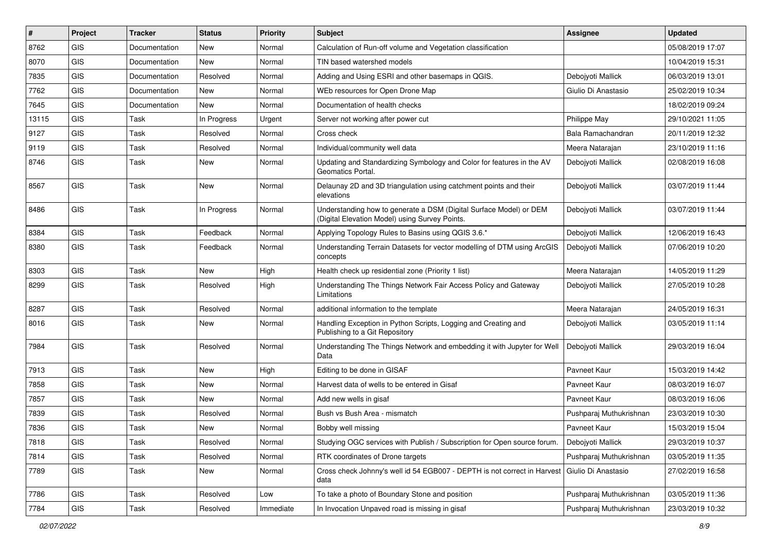| # | Project | Tracker | Status | Priority | Subject | Assignee | Updated |
|---|---|---|---|---|---|---|---|
| 8762 | GIS | Documentation | New | Normal | Calculation of Run-off volume and Vegetation classification | | 05/08/2019 17:07 |
| 8070 | GIS | Documentation | New | Normal | TIN based watershed models | | 10/04/2019 15:31 |
| 7835 | GIS | Documentation | Resolved | Normal | Adding and Using ESRI and other basemaps in QGIS. | Debojyoti Mallick | 06/03/2019 13:01 |
| 7762 | GIS | Documentation | New | Normal | WEb resources for Open Drone Map | Giulio Di Anastasio | 25/02/2019 10:34 |
| 7645 | GIS | Documentation | New | Normal | Documentation of health checks | | 18/02/2019 09:24 |
| 13115 | GIS | Task | In Progress | Urgent | Server not working after power cut | Philippe May | 29/10/2021 11:05 |
| 9127 | GIS | Task | Resolved | Normal | Cross check | Bala Ramachandran | 20/11/2019 12:32 |
| 9119 | GIS | Task | Resolved | Normal | Individual/community well data | Meera Natarajan | 23/10/2019 11:16 |
| 8746 | GIS | Task | New | Normal | Updating and Standardizing Symbology and Color for features in the AV Geomatics Portal. | Debojyoti Mallick | 02/08/2019 16:08 |
| 8567 | GIS | Task | New | Normal | Delaunay 2D and 3D triangulation using catchment points and their elevations | Debojyoti Mallick | 03/07/2019 11:44 |
| 8486 | GIS | Task | In Progress | Normal | Understanding how to generate a DSM (Digital Surface Model) or DEM (Digital Elevation Model) using Survey Points. | Debojyoti Mallick | 03/07/2019 11:44 |
| 8384 | GIS | Task | Feedback | Normal | Applying Topology Rules to Basins using QGIS 3.6.* | Debojyoti Mallick | 12/06/2019 16:43 |
| 8380 | GIS | Task | Feedback | Normal | Understanding Terrain Datasets for vector modelling of DTM using ArcGIS concepts | Debojyoti Mallick | 07/06/2019 10:20 |
| 8303 | GIS | Task | New | High | Health check up residential zone (Priority 1 list) | Meera Natarajan | 14/05/2019 11:29 |
| 8299 | GIS | Task | Resolved | High | Understanding The Things Network Fair Access Policy and Gateway Limitations | Debojyoti Mallick | 27/05/2019 10:28 |
| 8287 | GIS | Task | Resolved | Normal | additional information to the template | Meera Natarajan | 24/05/2019 16:31 |
| 8016 | GIS | Task | New | Normal | Handling Exception in Python Scripts, Logging and Creating and Publishing to a Git Repository | Debojyoti Mallick | 03/05/2019 11:14 |
| 7984 | GIS | Task | Resolved | Normal | Understanding The Things Network and embedding it with Jupyter for Well Data | Debojyoti Mallick | 29/03/2019 16:04 |
| 7913 | GIS | Task | New | High | Editing to be done in GISAF | Pavneet Kaur | 15/03/2019 14:42 |
| 7858 | GIS | Task | New | Normal | Harvest data of wells to be entered in Gisaf | Pavneet Kaur | 08/03/2019 16:07 |
| 7857 | GIS | Task | New | Normal | Add new wells in gisaf | Pavneet Kaur | 08/03/2019 16:06 |
| 7839 | GIS | Task | Resolved | Normal | Bush vs Bush Area - mismatch | Pushparaj Muthukrishnan | 23/03/2019 10:30 |
| 7836 | GIS | Task | New | Normal | Bobby well missing | Pavneet Kaur | 15/03/2019 15:04 |
| 7818 | GIS | Task | Resolved | Normal | Studying OGC services with Publish / Subscription for Open source forum. | Debojyoti Mallick | 29/03/2019 10:37 |
| 7814 | GIS | Task | Resolved | Normal | RTK coordinates of Drone targets | Pushparaj Muthukrishnan | 03/05/2019 11:35 |
| 7789 | GIS | Task | New | Normal | Cross check Johnny's well id 54 EGB007 - DEPTH is not correct in Harvest data | Giulio Di Anastasio | 27/02/2019 16:58 |
| 7786 | GIS | Task | Resolved | Low | To take a photo of Boundary Stone and position | Pushparaj Muthukrishnan | 03/05/2019 11:36 |
| 7784 | GIS | Task | Resolved | Immediate | In Invocation Unpaved road is missing in gisaf | Pushparaj Muthukrishnan | 23/03/2019 10:32 |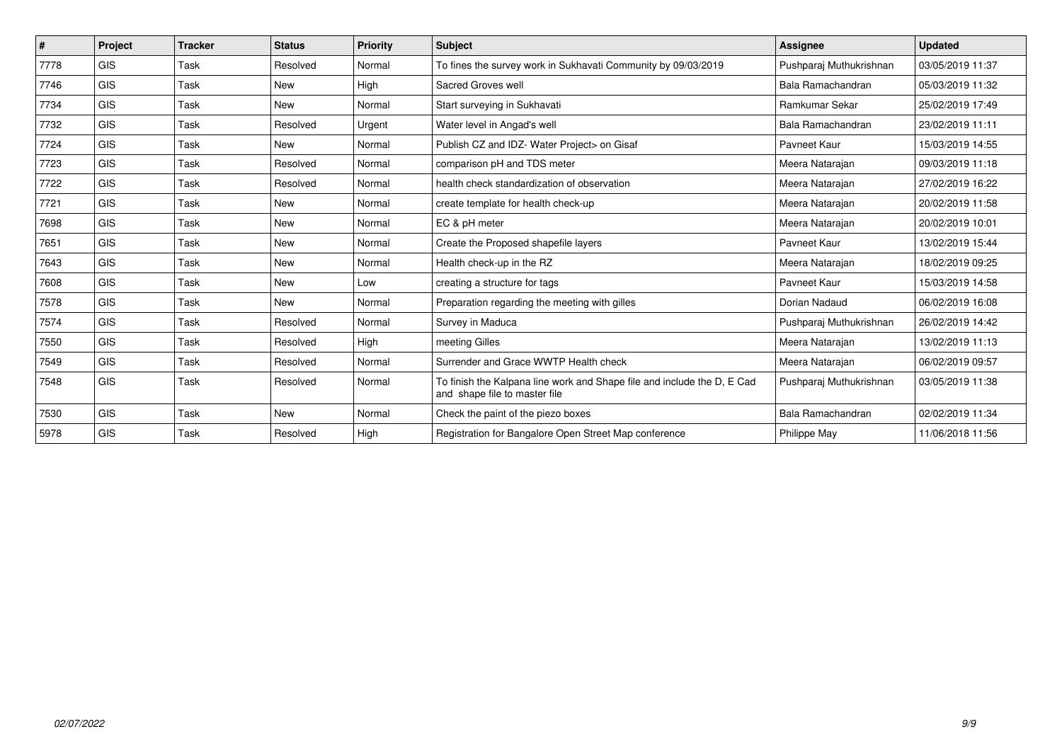| # | Project | Tracker | Status | Priority | Subject | Assignee | Updated |
|---|---|---|---|---|---|---|---|
| 7778 | GIS | Task | Resolved | Normal | To fines the survey work in Sukhavati Community by 09/03/2019 | Pushparaj Muthukrishnan | 03/05/2019 11:37 |
| 7746 | GIS | Task | New | High | Sacred Groves well | Bala Ramachandran | 05/03/2019 11:32 |
| 7734 | GIS | Task | New | Normal | Start surveying in Sukhavati | Ramkumar Sekar | 25/02/2019 17:49 |
| 7732 | GIS | Task | Resolved | Urgent | Water level in Angad's well | Bala Ramachandran | 23/02/2019 11:11 |
| 7724 | GIS | Task | New | Normal | Publish CZ and IDZ- Water Project> on Gisaf | Pavneet Kaur | 15/03/2019 14:55 |
| 7723 | GIS | Task | Resolved | Normal | comparison pH and TDS meter | Meera Natarajan | 09/03/2019 11:18 |
| 7722 | GIS | Task | Resolved | Normal | health check standardization of observation | Meera Natarajan | 27/02/2019 16:22 |
| 7721 | GIS | Task | New | Normal | create template for health check-up | Meera Natarajan | 20/02/2019 11:58 |
| 7698 | GIS | Task | New | Normal | EC & pH meter | Meera Natarajan | 20/02/2019 10:01 |
| 7651 | GIS | Task | New | Normal | Create the Proposed shapefile layers | Pavneet Kaur | 13/02/2019 15:44 |
| 7643 | GIS | Task | New | Normal | Health check-up in the RZ | Meera Natarajan | 18/02/2019 09:25 |
| 7608 | GIS | Task | New | Low | creating a structure for tags | Pavneet Kaur | 15/03/2019 14:58 |
| 7578 | GIS | Task | New | Normal | Preparation regarding the meeting with gilles | Dorian Nadaud | 06/02/2019 16:08 |
| 7574 | GIS | Task | Resolved | Normal | Survey in Maduca | Pushparaj Muthukrishnan | 26/02/2019 14:42 |
| 7550 | GIS | Task | Resolved | High | meeting Gilles | Meera Natarajan | 13/02/2019 11:13 |
| 7549 | GIS | Task | Resolved | Normal | Surrender and Grace WWTP Health check | Meera Natarajan | 06/02/2019 09:57 |
| 7548 | GIS | Task | Resolved | Normal | To finish the Kalpana line work and Shape file and include the D, E Cad and shape file to master file | Pushparaj Muthukrishnan | 03/05/2019 11:38 |
| 7530 | GIS | Task | New | Normal | Check the paint of the piezo boxes | Bala Ramachandran | 02/02/2019 11:34 |
| 5978 | GIS | Task | Resolved | High | Registration for Bangalore Open Street Map conference | Philippe May | 11/06/2018 11:56 |